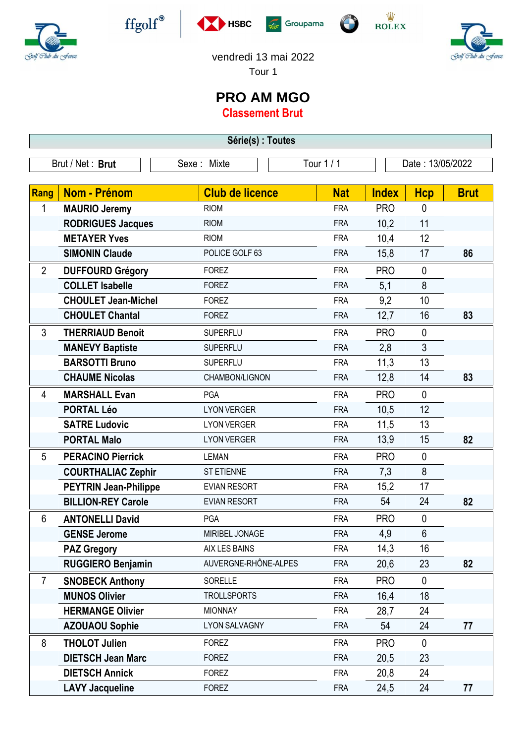vendredi 13 mai 2022

Tour 1

# PRO AM MGO

## Classement Brut

**Série(s) : Toutes**

| Brut / Net : **Brut** | Sexe : Mixte | Tour 1 / 1 | Date : 13/05/2022 |
|---|---|---|---|

| Rang | Nom - Prénom | Club de licence | Nat | Index | Hcp | Brut |
|---|---|---|---|---|---|---|
| 1 | **MAURIO Jeremy** | RIOM | FRA | PRO | 0 | |
| | **RODRIGUES Jacques** | RIOM | FRA | 10,2 | 11 | |
| | **METAYER Yves** | RIOM | FRA | 10,4 | 12 | |
| | **SIMONIN Claude** | POLICE GOLF 63 | FRA | 15,8 | 17 | **86** |
| 2 | **DUFFOURD Grégory** | FOREZ | FRA | PRO | 0 | |
| | **COLLET Isabelle** | FOREZ | FRA | 5,1 | 8 | |
| | **CHOULET Jean-Michel** | FOREZ | FRA | 9,2 | 10 | |
| | **CHOULET Chantal** | FOREZ | FRA | 12,7 | 16 | **83** |
| 3 | **THERRIAUD Benoit** | SUPERFLU | FRA | PRO | 0 | |
| | **MANEVY Baptiste** | SUPERFLU | FRA | 2,8 | 3 | |
| | **BARSOTTI Bruno** | SUPERFLU | FRA | 11,3 | 13 | |
| | **CHAUME Nicolas** | CHAMBON/LIGNON | FRA | 12,8 | 14 | **83** |
| 4 | **MARSHALL Evan** | PGA | FRA | PRO | 0 | |
| | **PORTAL Léo** | LYON VERGER | FRA | 10,5 | 12 | |
| | **SATRE Ludovic** | LYON VERGER | FRA | 11,5 | 13 | |
| | **PORTAL Malo** | LYON VERGER | FRA | 13,9 | 15 | **82** |
| 5 | **PERACINO Pierrick** | LEMAN | FRA | PRO | 0 | |
| | **COURTHALIAC Zephir** | ST ETIENNE | FRA | 7,3 | 8 | |
| | **PEYTRIN Jean-Philippe** | EVIAN RESORT | FRA | 15,2 | 17 | |
| | **BILLION-REY Carole** | EVIAN RESORT | FRA | 54 | 24 | **82** |
| 6 | **ANTONELLI David** | PGA | FRA | PRO | 0 | |
| | **GENSE Jerome** | MIRIBEL JONAGE | FRA | 4,9 | 6 | |
| | **PAZ Gregory** | AIX LES BAINS | FRA | 14,3 | 16 | |
| | **RUGGIERO Benjamin** | AUVERGNE-RHÔNE-ALPES | FRA | 20,6 | 23 | **82** |
| 7 | **SNOBECK Anthony** | SORELLE | FRA | PRO | 0 | |
| | **MUNOS Olivier** | TROLLSPORTS | FRA | 16,4 | 18 | |
| | **HERMANGE Olivier** | MIONNAY | FRA | 28,7 | 24 | |
| | **AZOUAOU Sophie** | LYON SALVAGNY | FRA | 54 | 24 | **77** |
| 8 | **THOLOT Julien** | FOREZ | FRA | PRO | 0 | |
| | **DIETSCH Jean Marc** | FOREZ | FRA | 20,5 | 23 | |
| | **DIETSCH Annick** | FOREZ | FRA | 20,8 | 24 | |
| | **LAVY Jacqueline** | FOREZ | FRA | 24,5 | 24 | **77** |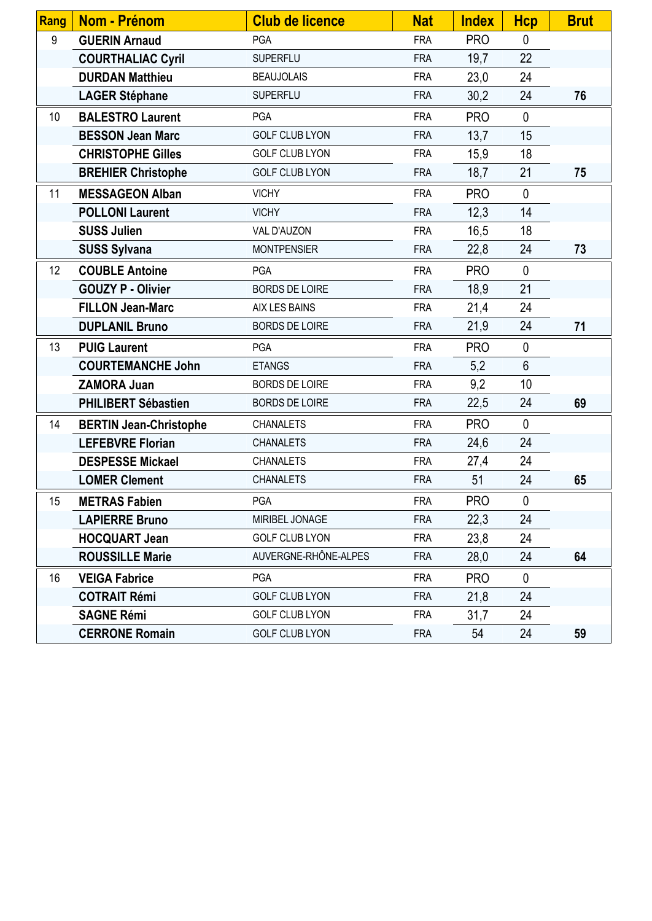| Rang | Nom - Prénom | Club de licence | Nat | Index | Hcp | Brut |
|---|---|---|---|---|---|---|
| 9 | **GUERIN Arnaud** | PGA | FRA | PRO | 0 | |
| | **COURTHALIAC Cyril** | SUPERFLU | FRA | 19,7 | 22 | |
| | **DURDAN Matthieu** | BEAUJOLAIS | FRA | 23,0 | 24 | |
| | **LAGER Stéphane** | SUPERFLU | FRA | 30,2 | 24 | **76** |
| 10 | **BALESTRO Laurent** | PGA | FRA | PRO | 0 | |
| | **BESSON Jean Marc** | GOLF CLUB LYON | FRA | 13,7 | 15 | |
| | **CHRISTOPHE Gilles** | GOLF CLUB LYON | FRA | 15,9 | 18 | |
| | **BREHIER Christophe** | GOLF CLUB LYON | FRA | 18,7 | 21 | **75** |
| 11 | **MESSAGEON Alban** | VICHY | FRA | PRO | 0 | |
| | **POLLONI Laurent** | VICHY | FRA | 12,3 | 14 | |
| | **SUSS Julien** | VAL D'AUZON | FRA | 16,5 | 18 | |
| | **SUSS Sylvana** | MONTPENSIER | FRA | 22,8 | 24 | **73** |
| 12 | **COUBLE Antoine** | PGA | FRA | PRO | 0 | |
| | **GOUZY P - Olivier** | BORDS DE LOIRE | FRA | 18,9 | 21 | |
| | **FILLON Jean-Marc** | AIX LES BAINS | FRA | 21,4 | 24 | |
| | **DUPLANIL Bruno** | BORDS DE LOIRE | FRA | 21,9 | 24 | **71** |
| 13 | **PUIG Laurent** | PGA | FRA | PRO | 0 | |
| | **COURTEMANCHE John** | ETANGS | FRA | 5,2 | 6 | |
| | **ZAMORA Juan** | BORDS DE LOIRE | FRA | 9,2 | 10 | |
| | **PHILIBERT Sébastien** | BORDS DE LOIRE | FRA | 22,5 | 24 | **69** |
| 14 | **BERTIN Jean-Christophe** | CHANALETS | FRA | PRO | 0 | |
| | **LEFEBVRE Florian** | CHANALETS | FRA | 24,6 | 24 | |
| | **DESPESSE Mickael** | CHANALETS | FRA | 27,4 | 24 | |
| | **LOMER Clement** | CHANALETS | FRA | 51 | 24 | **65** |
| 15 | **METRAS Fabien** | PGA | FRA | PRO | 0 | |
| | **LAPIERRE Bruno** | MIRIBEL JONAGE | FRA | 22,3 | 24 | |
| | **HOCQUART Jean** | GOLF CLUB LYON | FRA | 23,8 | 24 | |
| | **ROUSSILLE Marie** | AUVERGNE-RHÔNE-ALPES | FRA | 28,0 | 24 | **64** |
| 16 | **VEIGA Fabrice** | PGA | FRA | PRO | 0 | |
| | **COTRAIT Rémi** | GOLF CLUB LYON | FRA | 21,8 | 24 | |
| | **SAGNE Rémi** | GOLF CLUB LYON | FRA | 31,7 | 24 | |
| | **CERRONE Romain** | GOLF CLUB LYON | FRA | 54 | 24 | **59** |